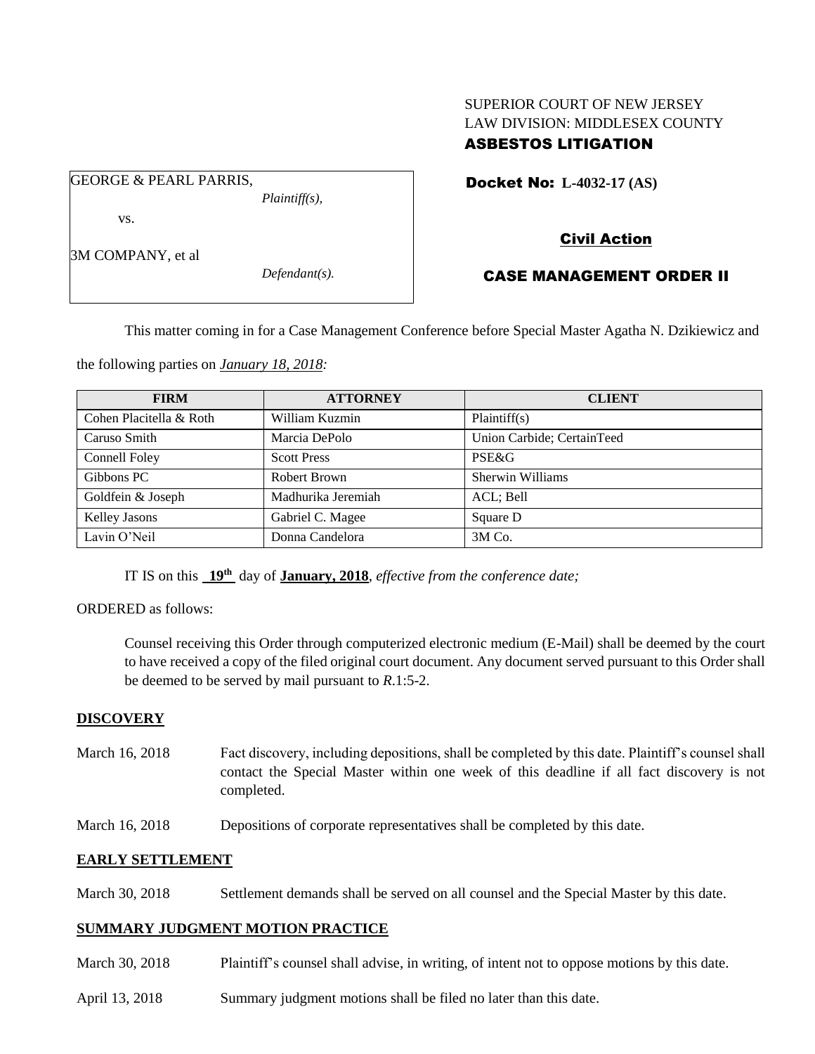SUPERIOR COURT OF NEW JERSEY
LAW DIVISION: MIDDLESEX COUNTY
**ASBESTOS LITIGATION**

GEORGE & PEARL PARRIS,
*Plaintiff(s),*

vs.

3M COMPANY, et al
*Defendant(s).*

**Docket No: L-4032-17 (AS)**

**Civil Action**

**CASE MANAGEMENT ORDER II**

This matter coming in for a Case Management Conference before Special Master Agatha N. Dzikiewicz and the following parties on ***January 18, 2018:***

| FIRM | ATTORNEY | CLIENT |
|---|---|---|
| Cohen Placitella & Roth | William Kuzmin | Plaintiff(s) |
| Caruso Smith | Marcia DePolo | Union Carbide; CertainTeed |
| Connell Foley | Scott Press | PSE&G |
| Gibbons PC | Robert Brown | Sherwin Williams |
| Goldfein & Joseph | Madhurika Jeremiah | ACL; Bell |
| Kelley Jasons | Gabriel C. Magee | Square D |
| Lavin O'Neil | Donna Candelora | 3M Co. |

IT IS on this **19th** day of **January, 2018**, *effective from the conference date;*

ORDERED as follows:

Counsel receiving this Order through computerized electronic medium (E-Mail) shall be deemed by the court to have received a copy of the filed original court document. Any document served pursuant to this Order shall be deemed to be served by mail pursuant to *R*.1:5-2.

**DISCOVERY**

March 16, 2018 — Fact discovery, including depositions, shall be completed by this date. Plaintiff's counsel shall contact the Special Master within one week of this deadline if all fact discovery is not completed.

March 16, 2018 — Depositions of corporate representatives shall be completed by this date.

**EARLY SETTLEMENT**

March 30, 2018 — Settlement demands shall be served on all counsel and the Special Master by this date.

**SUMMARY JUDGMENT MOTION PRACTICE**

March 30, 2018 — Plaintiff's counsel shall advise, in writing, of intent not to oppose motions by this date.

April 13, 2018 — Summary judgment motions shall be filed no later than this date.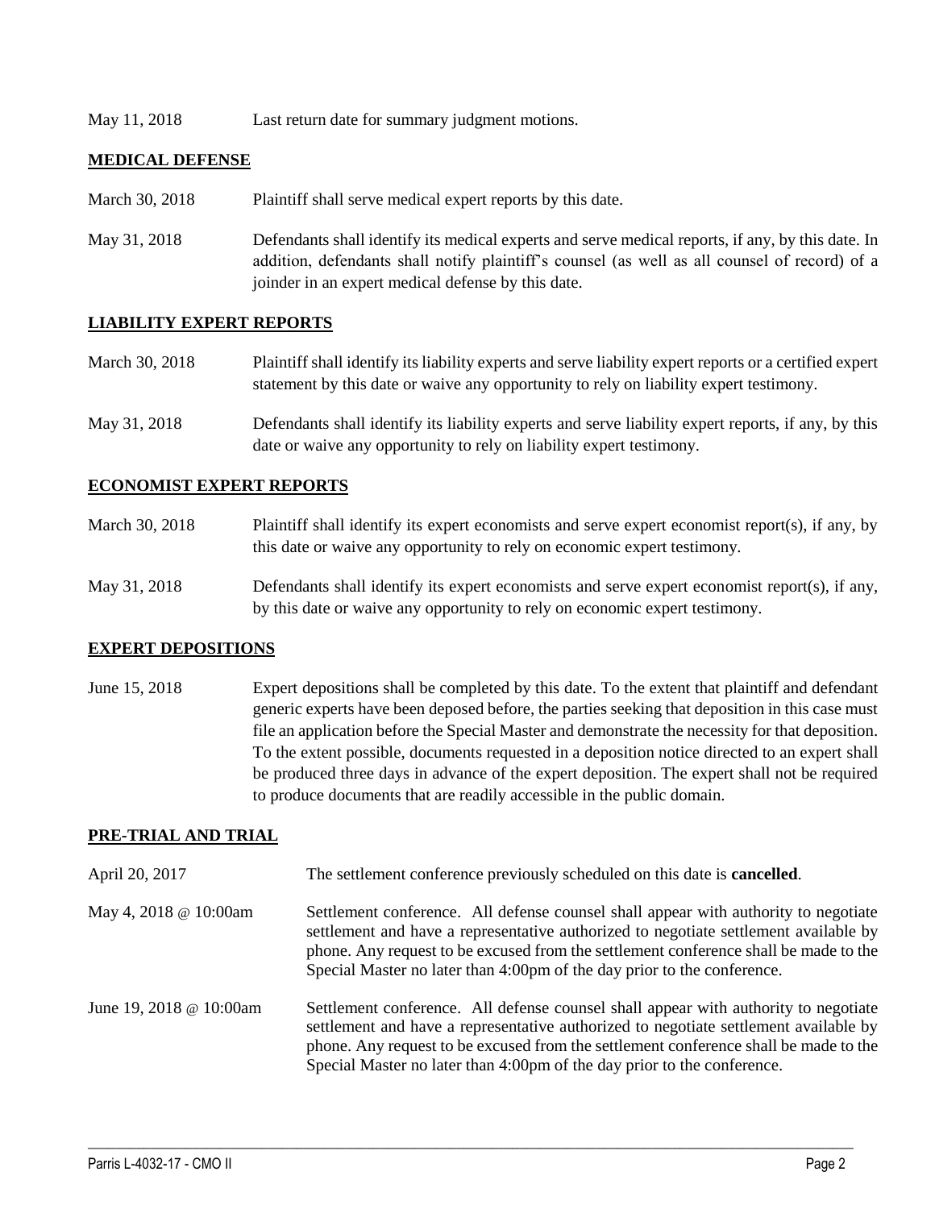| | |
|---|---|
| May 11, 2018 | Last return date for summary judgment motions. |

## MEDICAL DEFENSE

| | |
|---|---|
| March 30, 2018 | Plaintiff shall serve medical expert reports by this date. |
| May 31, 2018 | Defendants shall identify its medical experts and serve medical reports, if any, by this date. In addition, defendants shall notify plaintiff's counsel (as well as all counsel of record) of a joinder in an expert medical defense by this date. |

## LIABILITY EXPERT REPORTS

| | |
|---|---|
| March 30, 2018 | Plaintiff shall identify its liability experts and serve liability expert reports or a certified expert statement by this date or waive any opportunity to rely on liability expert testimony. |
| May 31, 2018 | Defendants shall identify its liability experts and serve liability expert reports, if any, by this date or waive any opportunity to rely on liability expert testimony. |

## ECONOMIST EXPERT REPORTS

| | |
|---|---|
| March 30, 2018 | Plaintiff shall identify its expert economists and serve expert economist report(s), if any, by this date or waive any opportunity to rely on economic expert testimony. |
| May 31, 2018 | Defendants shall identify its expert economists and serve expert economist report(s), if any, by this date or waive any opportunity to rely on economic expert testimony. |

## EXPERT DEPOSITIONS

| | |
|---|---|
| June 15, 2018 | Expert depositions shall be completed by this date. To the extent that plaintiff and defendant generic experts have been deposed before, the parties seeking that deposition in this case must file an application before the Special Master and demonstrate the necessity for that deposition. To the extent possible, documents requested in a deposition notice directed to an expert shall be produced three days in advance of the expert deposition. The expert shall not be required to produce documents that are readily accessible in the public domain. |

## PRE-TRIAL AND TRIAL

| | |
|---|---|
| April 20, 2017 | The settlement conference previously scheduled on this date is **cancelled**. |
| May 4, 2018 @ 10:00am | Settlement conference. All defense counsel shall appear with authority to negotiate settlement and have a representative authorized to negotiate settlement available by phone. Any request to be excused from the settlement conference shall be made to the Special Master no later than 4:00pm of the day prior to the conference. |
| June 19, 2018 @ 10:00am | Settlement conference. All defense counsel shall appear with authority to negotiate settlement and have a representative authorized to negotiate settlement available by phone. Any request to be excused from the settlement conference shall be made to the Special Master no later than 4:00pm of the day prior to the conference. |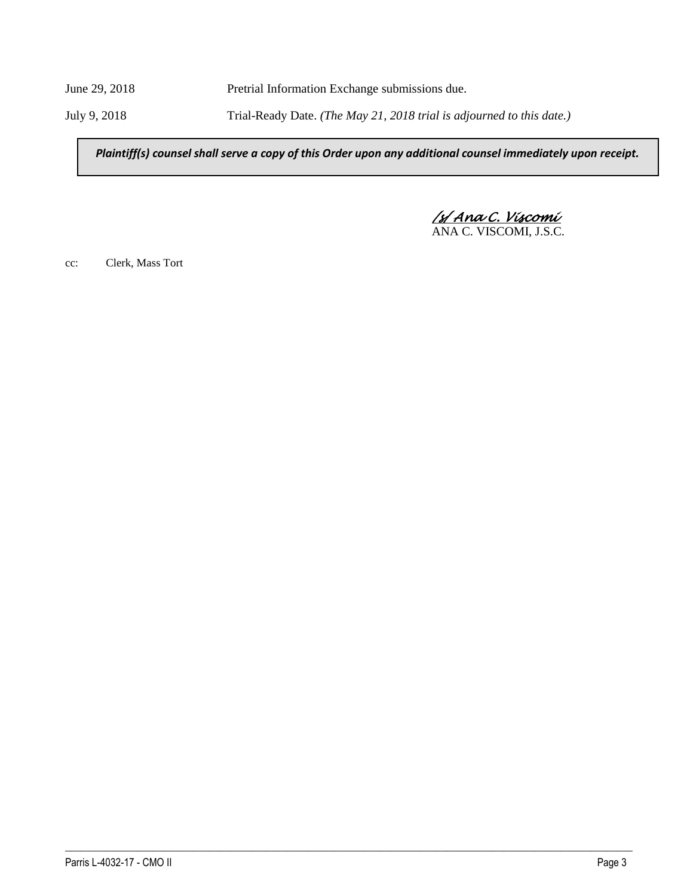| | |
|---|---|
| June 29, 2018 | Pretrial Information Exchange submissions due. |
| July 9, 2018 | Trial-Ready Date. *(The May 21, 2018 trial is adjourned to this date.)* |

***Plaintiff(s) counsel shall serve a copy of this Order upon any additional counsel immediately upon receipt.***

*/s/ Ana C. Viscomi*
ANA C. VISCOMI, J.S.C.

cc: Clerk, Mass Tort